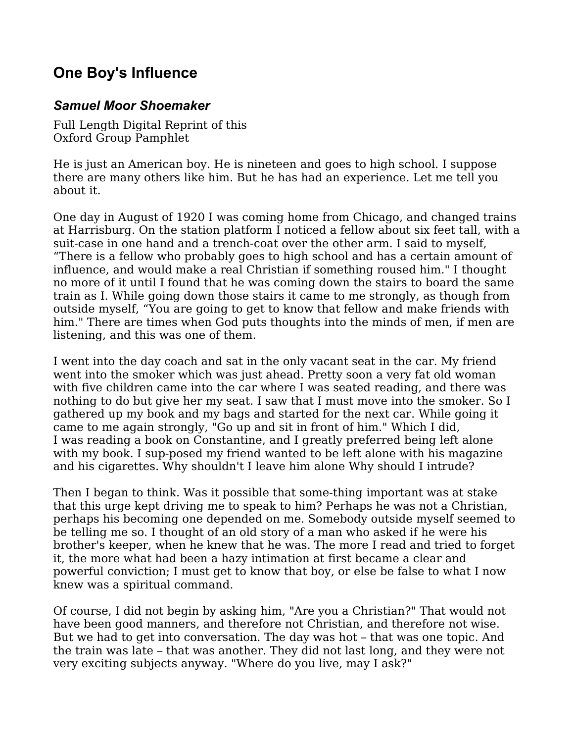# One Boy's Influence

### *Samuel Moor Shoemaker*

Full Length Digital Reprint of this
Oxford Group Pamphlet

He is just an American boy. He is nineteen and goes to high school. I suppose there are many others like him. But he has had an experience. Let me tell you about it.

One day in August of 1920 I was coming home from Chicago, and changed trains at Harrisburg. On the station platform I noticed a fellow about six feet tall, with a suit-case in one hand and a trench-coat over the other arm. I said to myself, “There is a fellow who probably goes to high school and has a certain amount of influence, and would make a real Christian if something roused him." I thought no more of it until I found that he was coming down the stairs to board the same train as I. While going down those stairs it came to me strongly, as though from outside myself, “You are going to get to know that fellow and make friends with him." There are times when God puts thoughts into the minds of men, if men are listening, and this was one of them.

I went into the day coach and sat in the only vacant seat in the car. My friend went into the smoker which was just ahead. Pretty soon a very fat old woman with five children came into the car where I was seated reading, and there was nothing to do but give her my seat. I saw that I must move into the smoker. So I gathered up my book and my bags and started for the next car. While going it came to me again strongly, "Go up and sit in front of him." Which I did, I was reading a book on Constantine, and I greatly preferred being left alone with my book. I sup-posed my friend wanted to be left alone with his magazine and his cigarettes. Why shouldn't I leave him alone Why should I intrude?

Then I began to think. Was it possible that some-thing important was at stake that this urge kept driving me to speak to him? Perhaps he was not a Christian, perhaps his becoming one depended on me. Somebody outside myself seemed to be telling me so. I thought of an old story of a man who asked if he were his brother's keeper, when he knew that he was. The more I read and tried to forget it, the more what had been a hazy intimation at first became a clear and powerful conviction; I must get to know that boy, or else be false to what I now knew was a spiritual command.

Of course, I did not begin by asking him, "Are you a Christian?" That would not have been good manners, and therefore not Christian, and therefore not wise. But we had to get into conversation. The day was hot – that was one topic. And the train was late – that was another. They did not last long, and they were not very exciting subjects anyway. "Where do you live, may I ask?"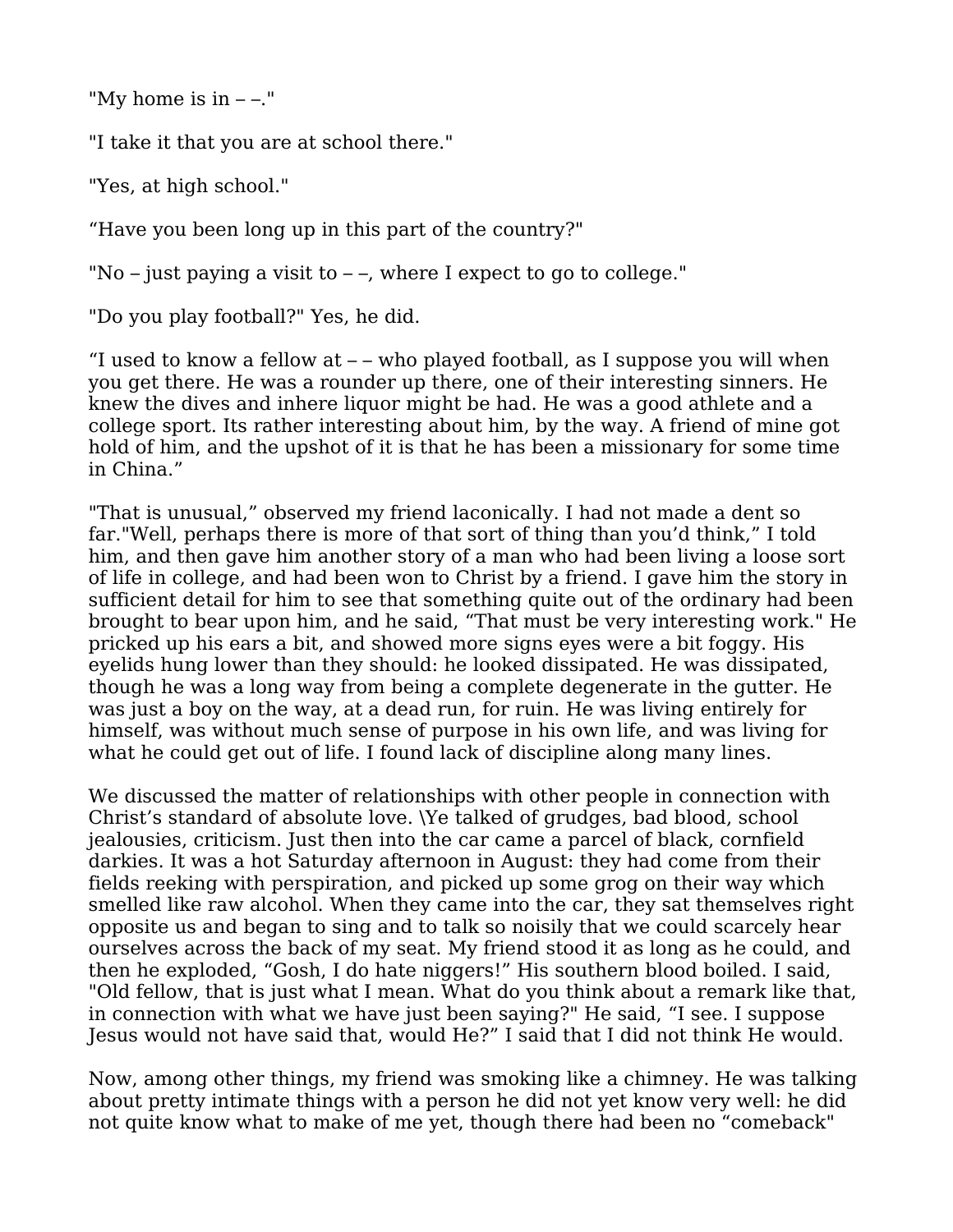"My home is in – –."

"I take it that you are at school there."

"Yes, at high school."

"Have you been long up in this part of the country?"

"No – just paying a visit to – –, where I expect to go to college."

"Do you play football?" Yes, he did.

"I used to know a fellow at – – who played football, as I suppose you will when you get there. He was a rounder up there, one of their interesting sinners. He knew the dives and inhere liquor might be had. He was a good athlete and a college sport. Its rather interesting about him, by the way. A friend of mine got hold of him, and the upshot of it is that he has been a missionary for some time in China."

"That is unusual," observed my friend laconically. I had not made a dent so far."Well, perhaps there is more of that sort of thing than you'd think," I told him, and then gave him another story of a man who had been living a loose sort of life in college, and had been won to Christ by a friend. I gave him the story in sufficient detail for him to see that something quite out of the ordinary had been brought to bear upon him, and he said, "That must be very interesting work." He pricked up his ears a bit, and showed more signs eyes were a bit foggy. His eyelids hung lower than they should: he looked dissipated. He was dissipated, though he was a long way from being a complete degenerate in the gutter. He was just a boy on the way, at a dead run, for ruin. He was living entirely for himself, was without much sense of purpose in his own life, and was living for what he could get out of life. I found lack of discipline along many lines.

We discussed the matter of relationships with other people in connection with Christ's standard of absolute love. \Ye talked of grudges, bad blood, school jealousies, criticism. Just then into the car came a parcel of black, cornfield darkies. It was a hot Saturday afternoon in August: they had come from their fields reeking with perspiration, and picked up some grog on their way which smelled like raw alcohol. When they came into the car, they sat themselves right opposite us and began to sing and to talk so noisily that we could scarcely hear ourselves across the back of my seat. My friend stood it as long as he could, and then he exploded, "Gosh, I do hate niggers!" His southern blood boiled. I said, "Old fellow, that is just what I mean. What do you think about a remark like that, in connection with what we have just been saying?" He said, "I see. I suppose Jesus would not have said that, would He?" I said that I did not think He would.

Now, among other things, my friend was smoking like a chimney. He was talking about pretty intimate things with a person he did not yet know very well: he did not quite know what to make of me yet, though there had been no "comeback"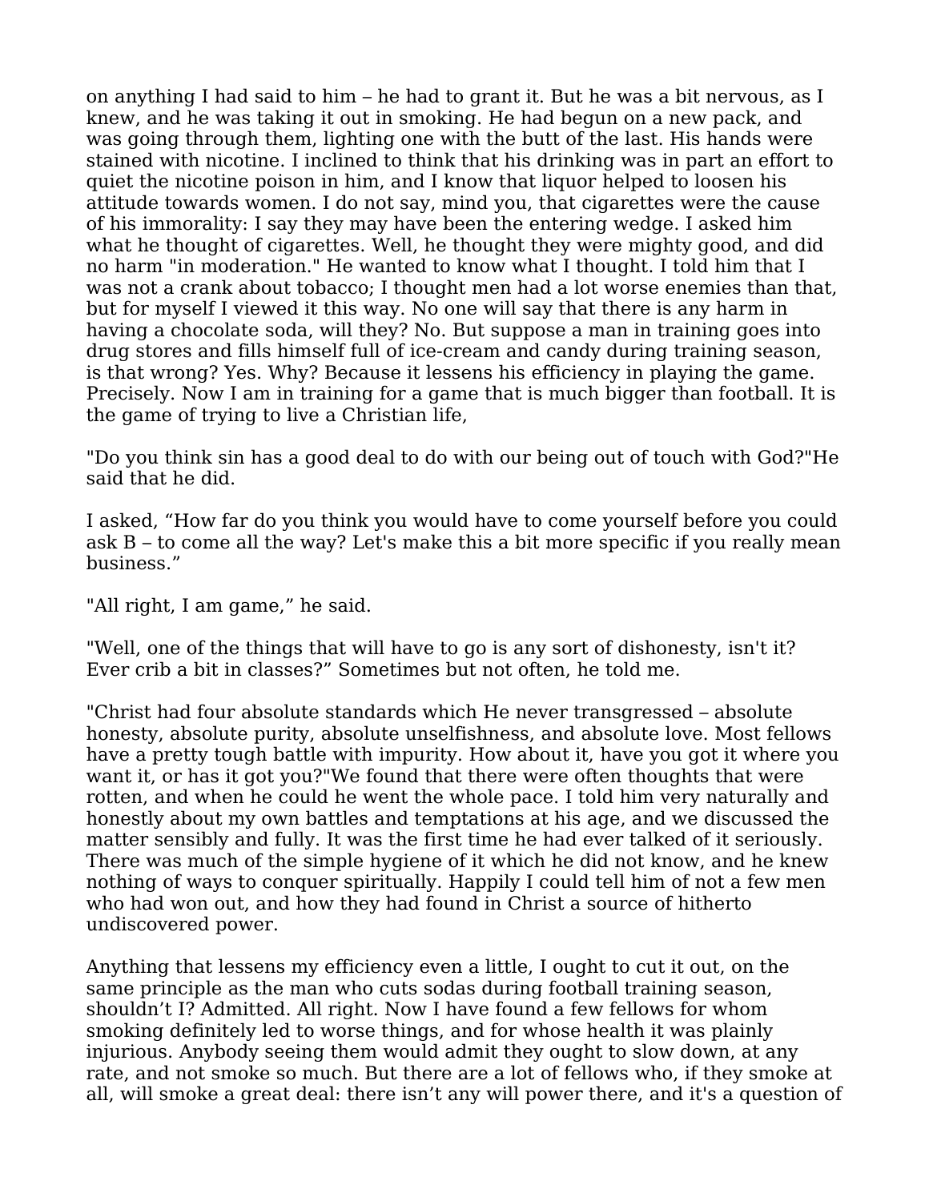on anything I had said to him – he had to grant it. But he was a bit nervous, as I knew, and he was taking it out in smoking. He had begun on a new pack, and was going through them, lighting one with the butt of the last. His hands were stained with nicotine. I inclined to think that his drinking was in part an effort to quiet the nicotine poison in him, and I know that liquor helped to loosen his attitude towards women. I do not say, mind you, that cigarettes were the cause of his immorality: I say they may have been the entering wedge. I asked him what he thought of cigarettes. Well, he thought they were mighty good, and did no harm "in moderation." He wanted to know what I thought. I told him that I was not a crank about tobacco; I thought men had a lot worse enemies than that, but for myself I viewed it this way. No one will say that there is any harm in having a chocolate soda, will they? No. But suppose a man in training goes into drug stores and fills himself full of ice-cream and candy during training season, is that wrong? Yes. Why? Because it lessens his efficiency in playing the game. Precisely. Now I am in training for a game that is much bigger than football. It is the game of trying to live a Christian life,

"Do you think sin has a good deal to do with our being out of touch with God?"He said that he did.

I asked, “How far do you think you would have to come yourself before you could ask B – to come all the way? Let's make this a bit more specific if you really mean business.”

"All right, I am game,” he said.

"Well, one of the things that will have to go is any sort of dishonesty, isn't it? Ever crib a bit in classes?” Sometimes but not often, he told me.

"Christ had four absolute standards which He never transgressed – absolute honesty, absolute purity, absolute unselfishness, and absolute love. Most fellows have a pretty tough battle with impurity. How about it, have you got it where you want it, or has it got you?"We found that there were often thoughts that were rotten, and when he could he went the whole pace. I told him very naturally and honestly about my own battles and temptations at his age, and we discussed the matter sensibly and fully. It was the first time he had ever talked of it seriously. There was much of the simple hygiene of it which he did not know, and he knew nothing of ways to conquer spiritually. Happily I could tell him of not a few men who had won out, and how they had found in Christ a source of hitherto undiscovered power.

Anything that lessens my efficiency even a little, I ought to cut it out, on the same principle as the man who cuts sodas during football training season, shouldn’t I? Admitted. All right. Now I have found a few fellows for whom smoking definitely led to worse things, and for whose health it was plainly injurious. Anybody seeing them would admit they ought to slow down, at any rate, and not smoke so much. But there are a lot of fellows who, if they smoke at all, will smoke a great deal: there isn’t any will power there, and it's a question of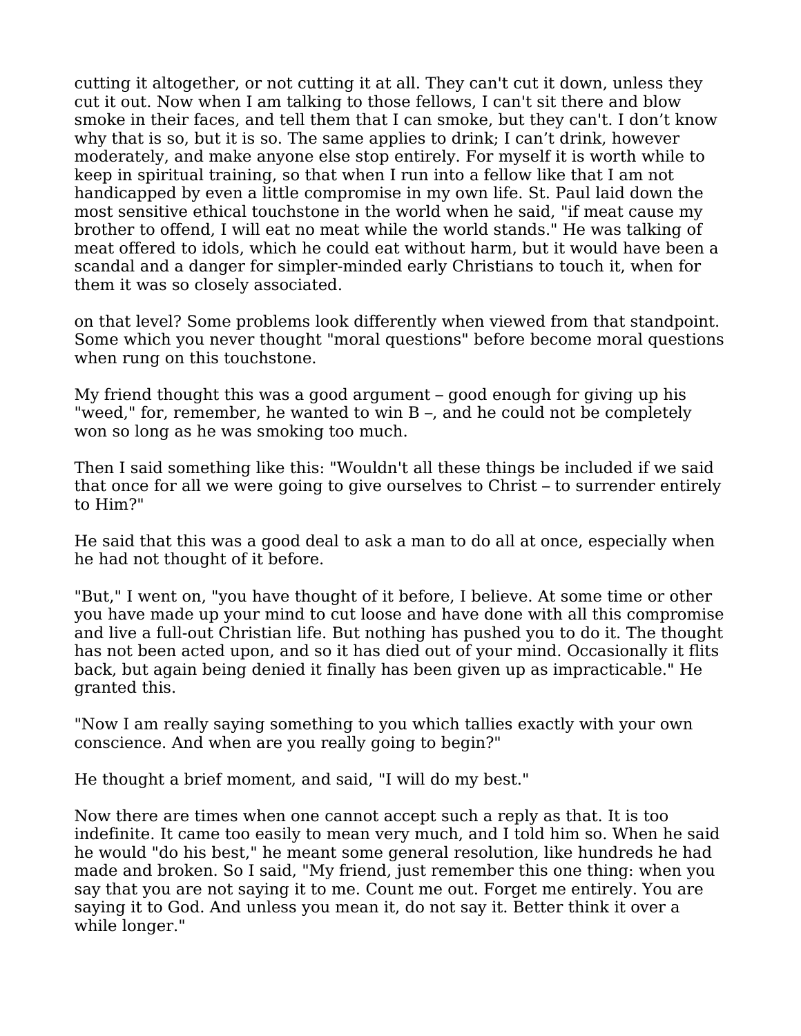cutting it altogether, or not cutting it at all. They can't cut it down, unless they cut it out. Now when I am talking to those fellows, I can't sit there and blow smoke in their faces, and tell them that I can smoke, but they can't. I don't know why that is so, but it is so. The same applies to drink; I can't drink, however moderately, and make anyone else stop entirely. For myself it is worth while to keep in spiritual training, so that when I run into a fellow like that I am not handicapped by even a little compromise in my own life. St. Paul laid down the most sensitive ethical touchstone in the world when he said, "if meat cause my brother to offend, I will eat no meat while the world stands." He was talking of meat offered to idols, which he could eat without harm, but it would have been a scandal and a danger for simpler-minded early Christians to touch it, when for them it was so closely associated.

on that level? Some problems look differently when viewed from that standpoint. Some which you never thought "moral questions" before become moral questions when rung on this touchstone.

My friend thought this was a good argument – good enough for giving up his "weed," for, remember, he wanted to win B –, and he could not be completely won so long as he was smoking too much.

Then I said something like this: "Wouldn't all these things be included if we said that once for all we were going to give ourselves to Christ – to surrender entirely to Him?"

He said that this was a good deal to ask a man to do all at once, especially when he had not thought of it before.

"But," I went on, "you have thought of it before, I believe. At some time or other you have made up your mind to cut loose and have done with all this compromise and live a full-out Christian life. But nothing has pushed you to do it. The thought has not been acted upon, and so it has died out of your mind. Occasionally it flits back, but again being denied it finally has been given up as impracticable." He granted this.

"Now I am really saying something to you which tallies exactly with your own conscience. And when are you really going to begin?"

He thought a brief moment, and said, "I will do my best."

Now there are times when one cannot accept such a reply as that. It is too indefinite. It came too easily to mean very much, and I told him so. When he said he would "do his best," he meant some general resolution, like hundreds he had made and broken. So I said, "My friend, just remember this one thing: when you say that you are not saying it to me. Count me out. Forget me entirely. You are saying it to God. And unless you mean it, do not say it. Better think it over a while longer."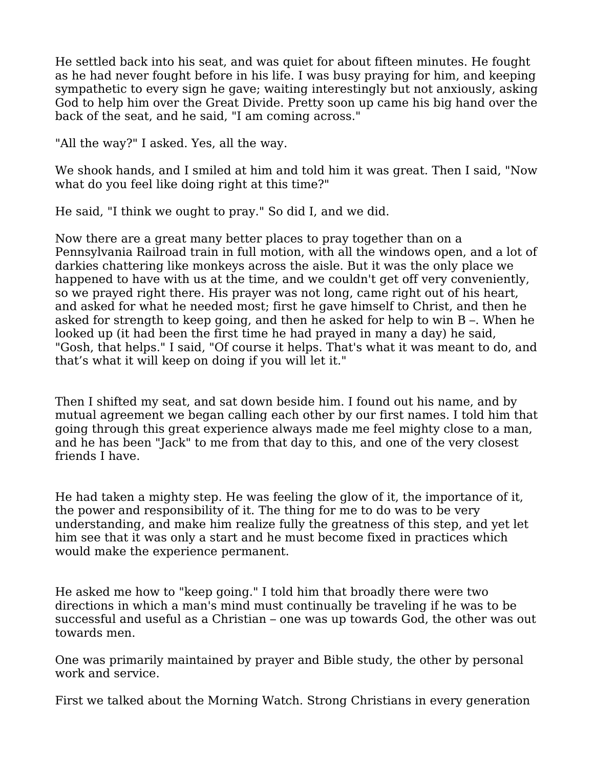He settled back into his seat, and was quiet for about fifteen minutes. He fought as he had never fought before in his life. I was busy praying for him, and keeping sympathetic to every sign he gave; waiting interestingly but not anxiously, asking God to help him over the Great Divide. Pretty soon up came his big hand over the back of the seat, and he said, "I am coming across."

"All the way?" I asked. Yes, all the way.

We shook hands, and I smiled at him and told him it was great. Then I said, "Now what do you feel like doing right at this time?"

He said, "I think we ought to pray." So did I, and we did.

Now there are a great many better places to pray together than on a Pennsylvania Railroad train in full motion, with all the windows open, and a lot of darkies chattering like monkeys across the aisle. But it was the only place we happened to have with us at the time, and we couldn't get off very conveniently, so we prayed right there. His prayer was not long, came right out of his heart, and asked for what he needed most; first he gave himself to Christ, and then he asked for strength to keep going, and then he asked for help to win B –. When he looked up (it had been the first time he had prayed in many a day) he said, "Gosh, that helps." I said, "Of course it helps. That's what it was meant to do, and that’s what it will keep on doing if you will let it."

Then I shifted my seat, and sat down beside him. I found out his name, and by mutual agreement we began calling each other by our first names. I told him that going through this great experience always made me feel mighty close to a man, and he has been "Jack" to me from that day to this, and one of the very closest friends I have.

He had taken a mighty step. He was feeling the glow of it, the importance of it, the power and responsibility of it. The thing for me to do was to be very understanding, and make him realize fully the greatness of this step, and yet let him see that it was only a start and he must become fixed in practices which would make the experience permanent.

He asked me how to "keep going." I told him that broadly there were two directions in which a man's mind must continually be traveling if he was to be successful and useful as a Christian – one was up towards God, the other was out towards men.

One was primarily maintained by prayer and Bible study, the other by personal work and service.

First we talked about the Morning Watch. Strong Christians in every generation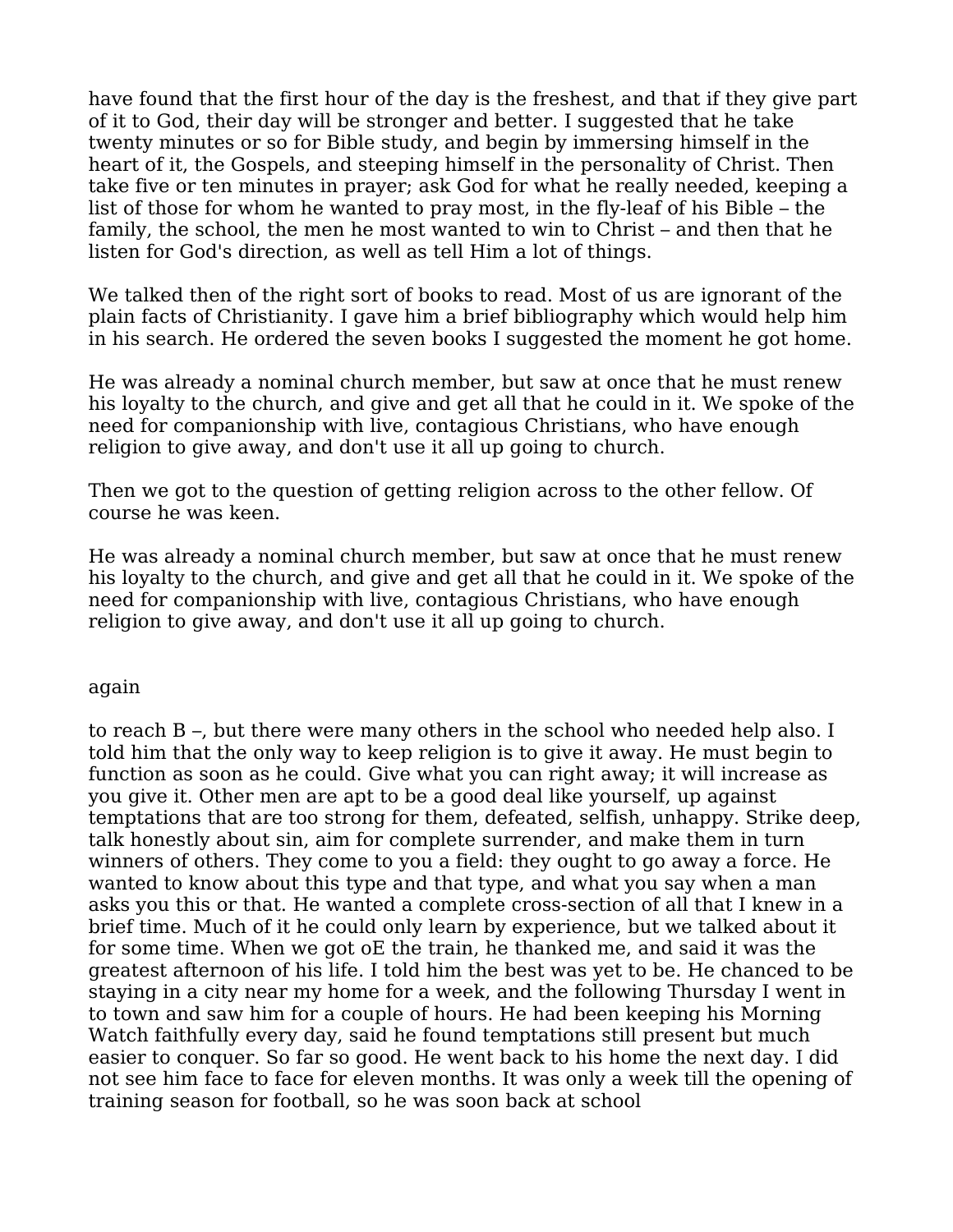have found that the first hour of the day is the freshest, and that if they give part of it to God, their day will be stronger and better. I suggested that he take twenty minutes or so for Bible study, and begin by immersing himself in the heart of it, the Gospels, and steeping himself in the personality of Christ. Then take five or ten minutes in prayer; ask God for what he really needed, keeping a list of those for whom he wanted to pray most, in the fly-leaf of his Bible – the family, the school, the men he most wanted to win to Christ – and then that he listen for God's direction, as well as tell Him a lot of things.

We talked then of the right sort of books to read. Most of us are ignorant of the plain facts of Christianity. I gave him a brief bibliography which would help him in his search. He ordered the seven books I suggested the moment he got home.

He was already a nominal church member, but saw at once that he must renew his loyalty to the church, and give and get all that he could in it. We spoke of the need for companionship with live, contagious Christians, who have enough religion to give away, and don't use it all up going to church.

Then we got to the question of getting religion across to the other fellow. Of course he was keen.

He was already a nominal church member, but saw at once that he must renew his loyalty to the church, and give and get all that he could in it. We spoke of the need for companionship with live, contagious Christians, who have enough religion to give away, and don't use it all up going to church.

again

to reach B –, but there were many others in the school who needed help also. I told him that the only way to keep religion is to give it away. He must begin to function as soon as he could. Give what you can right away; it will increase as you give it. Other men are apt to be a good deal like yourself, up against temptations that are too strong for them, defeated, selfish, unhappy. Strike deep, talk honestly about sin, aim for complete surrender, and make them in turn winners of others. They come to you a field: they ought to go away a force. He wanted to know about this type and that type, and what you say when a man asks you this or that. He wanted a complete cross-section of all that I knew in a brief time. Much of it he could only learn by experience, but we talked about it for some time. When we got oE the train, he thanked me, and said it was the greatest afternoon of his life. I told him the best was yet to be. He chanced to be staying in a city near my home for a week, and the following Thursday I went in to town and saw him for a couple of hours. He had been keeping his Morning Watch faithfully every day, said he found temptations still present but much easier to conquer. So far so good. He went back to his home the next day. I did not see him face to face for eleven months. It was only a week till the opening of training season for football, so he was soon back at school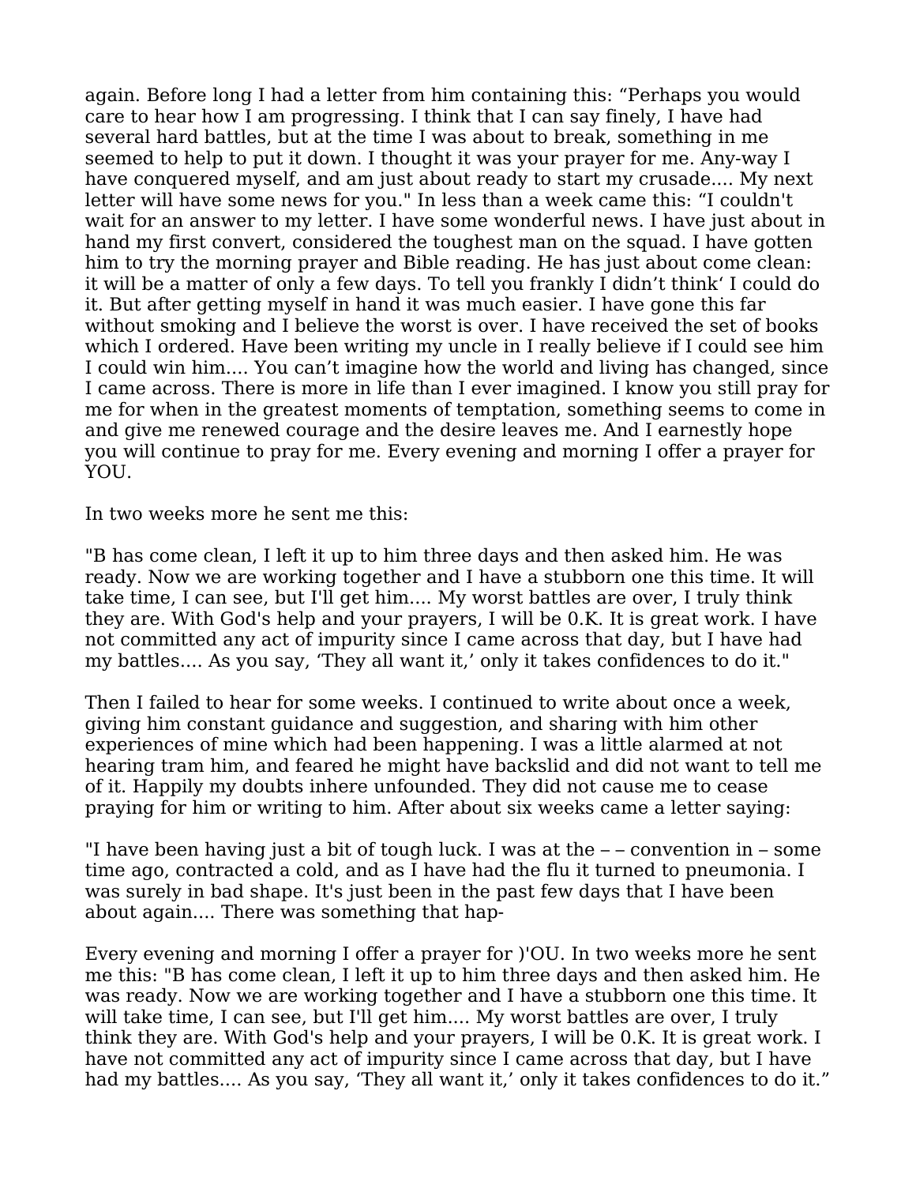again. Before long I had a letter from him containing this: “Perhaps you would care to hear how I am progressing. I think that I can say finely, I have had several hard battles, but at the time I was about to break, something in me seemed to help to put it down. I thought it was your prayer for me. Any-way I have conquered myself, and am just about ready to start my crusade.... My next letter will have some news for you." In less than a week came this: “I couldn't wait for an answer to my letter. I have some wonderful news. I have just about in hand my first convert, considered the toughest man on the squad. I have gotten him to try the morning prayer and Bible reading. He has just about come clean: it will be a matter of only a few days. To tell you frankly I didn’t think‘ I could do it. But after getting myself in hand it was much easier. I have gone this far without smoking and I believe the worst is over. I have received the set of books which I ordered. Have been writing my uncle in I really believe if I could see him I could win him.... You can’t imagine how the world and living has changed, since I came across. There is more in life than I ever imagined. I know you still pray for me for when in the greatest moments of temptation, something seems to come in and give me renewed courage and the desire leaves me. And I earnestly hope you will continue to pray for me. Every evening and morning I offer a prayer for YOU.

In two weeks more he sent me this:

"B has come clean, I left it up to him three days and then asked him. He was ready. Now we are working together and I have a stubborn one this time. It will take time, I can see, but I'll get him.... My worst battles are over, I truly think they are. With God's help and your prayers, I will be 0.K. It is great work. I have not committed any act of impurity since I came across that day, but I have had my battles.... As you say, ‘They all want it,’ only it takes confidences to do it."

Then I failed to hear for some weeks. I continued to write about once a week, giving him constant guidance and suggestion, and sharing with him other experiences of mine which had been happening. I was a little alarmed at not hearing tram him, and feared he might have backslid and did not want to tell me of it. Happily my doubts inhere unfounded. They did not cause me to cease praying for him or writing to him. After about six weeks came a letter saying:

"I have been having just a bit of tough luck. I was at the – – convention in – some time ago, contracted a cold, and as I have had the flu it turned to pneumonia. I was surely in bad shape. It's just been in the past few days that I have been about again.... There was something that hap-

Every evening and morning I offer a prayer for )'OU. In two weeks more he sent me this: "B has come clean, I left it up to him three days and then asked him. He was ready. Now we are working together and I have a stubborn one this time. It will take time, I can see, but I'll get him.... My worst battles are over, I truly think they are. With God's help and your prayers, I will be 0.K. It is great work. I have not committed any act of impurity since I came across that day, but I have had my battles.... As you say, ‘They all want it,’ only it takes confidences to do it.”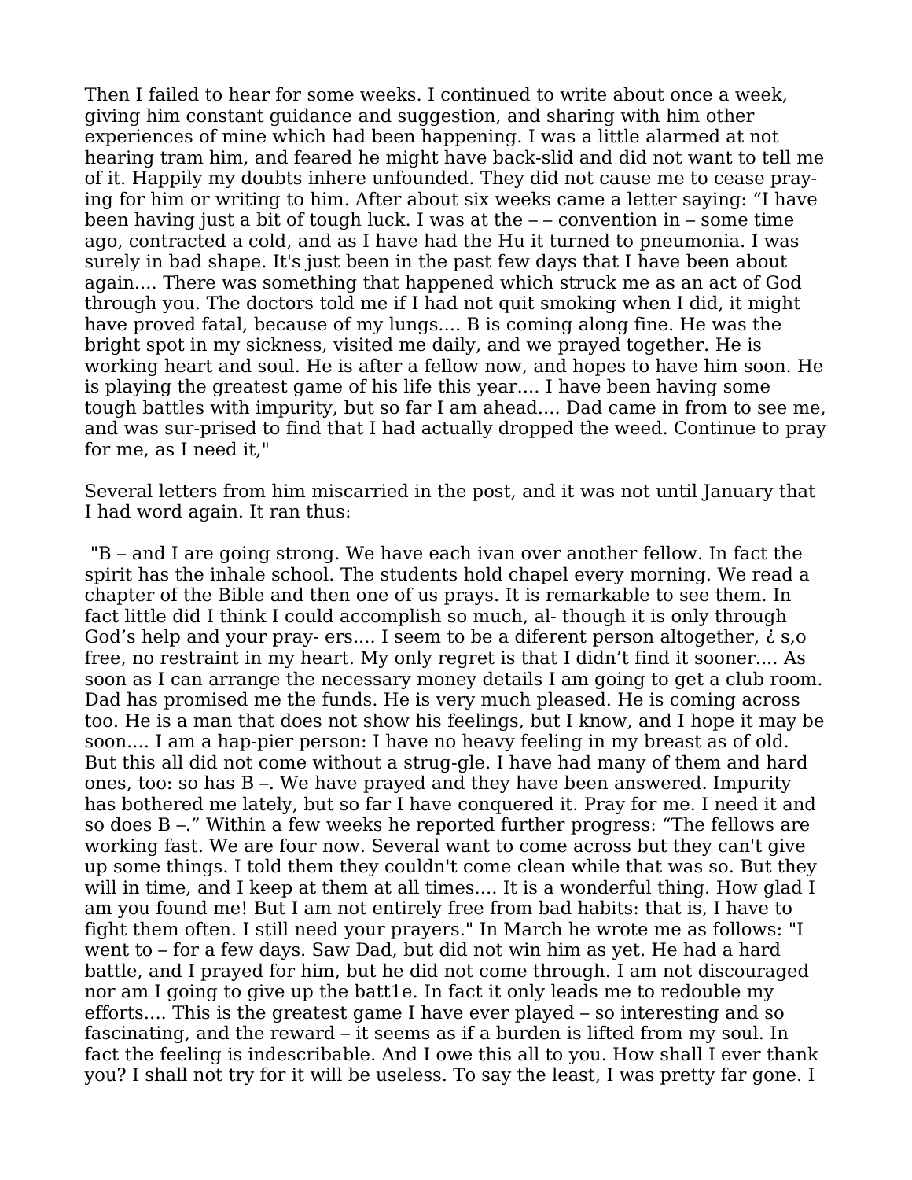Then I failed to hear for some weeks. I continued to write about once a week, giving him constant guidance and suggestion, and sharing with him other experiences of mine which had been happening. I was a little alarmed at not hearing tram him, and feared he might have back-slid and did not want to tell me of it. Happily my doubts inhere unfounded. They did not cause me to cease pray-ing for him or writing to him. After about six weeks came a letter saying: “I have been having just a bit of tough luck. I was at the – – convention in – some time ago, contracted a cold, and as I have had the Hu it turned to pneumonia. I was surely in bad shape. It's just been in the past few days that I have been about again.... There was something that happened which struck me as an act of God through you. The doctors told me if I had not quit smoking when I did, it might have proved fatal, because of my lungs.... B is coming along fine. He was the bright spot in my sickness, visited me daily, and we prayed together. He is working heart and soul. He is after a fellow now, and hopes to have him soon. He is playing the greatest game of his life this year.... I have been having some tough battles with impurity, but so far I am ahead.... Dad came in from to see me, and was sur-prised to find that I had actually dropped the weed. Continue to pray for me, as I need it,"

Several letters from him miscarried in the post, and it was not until January that I had word again. It ran thus:

"B – and I are going strong. We have each ivan over another fellow. In fact the spirit has the inhale school. The students hold chapel every morning. We read a chapter of the Bible and then one of us prays. It is remarkable to see them. In fact little did I think I could accomplish so much, al- though it is only through God’s help and your pray- ers.... I seem to be a diferent person altogether, ¿ s,o free, no restraint in my heart. My only regret is that I didn’t find it sooner.... As soon as I can arrange the necessary money details I am going to get a club room. Dad has promised me the funds. He is very much pleased. He is coming across too. He is a man that does not show his feelings, but I know, and I hope it may be soon.... I am a hap-pier person: I have no heavy feeling in my breast as of old. But this all did not come without a strug-gle. I have had many of them and hard ones, too: so has B –. We have prayed and they have been answered. Impurity has bothered me lately, but so far I have conquered it. Pray for me. I need it and so does B –.” Within a few weeks he reported further progress: “The fellows are working fast. We are four now. Several want to come across but they can't give up some things. I told them they couldn't come clean while that was so. But they will in time, and I keep at them at all times.... It is a wonderful thing. How glad I am you found me! But I am not entirely free from bad habits: that is, I have to fight them often. I still need your prayers." In March he wrote me as follows: "I went to – for a few days. Saw Dad, but did not win him as yet. He had a hard battle, and I prayed for him, but he did not come through. I am not discouraged nor am I going to give up the batt1e. In fact it only leads me to redouble my efforts.... This is the greatest game I have ever played – so interesting and so fascinating, and the reward – it seems as if a burden is lifted from my soul. In fact the feeling is indescribable. And I owe this all to you. How shall I ever thank you? I shall not try for it will be useless. To say the least, I was pretty far gone. I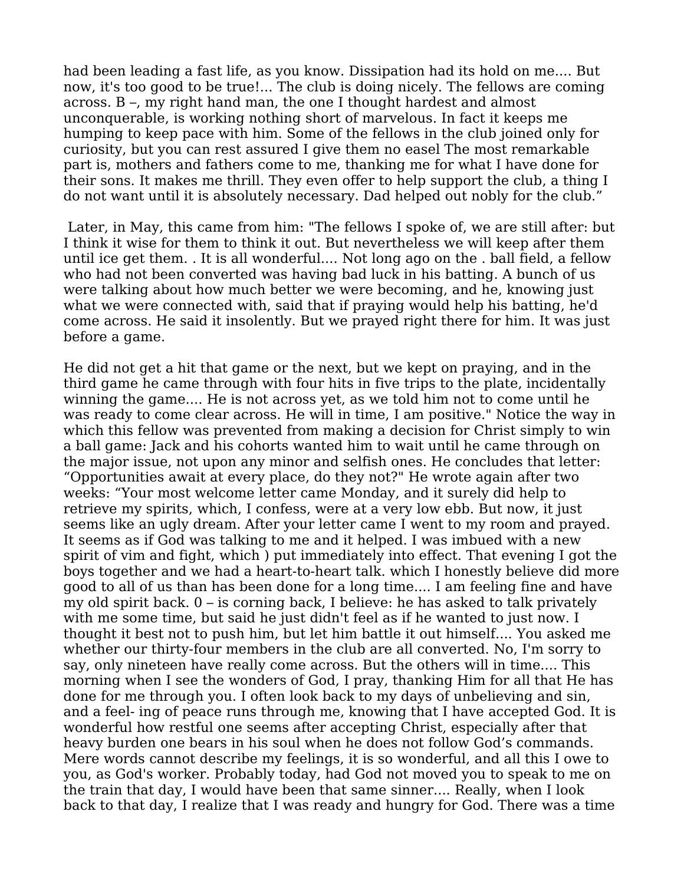had been leading a fast life, as you know. Dissipation had its hold on me.... But now, it's too good to be true!... The club is doing nicely. The fellows are coming across. B –, my right hand man, the one I thought hardest and almost unconquerable, is working nothing short of marvelous. In fact it keeps me humping to keep pace with him. Some of the fellows in the club joined only for curiosity, but you can rest assured I give them no easel The most remarkable part is, mothers and fathers come to me, thanking me for what I have done for their sons. It makes me thrill. They even offer to help support the club, a thing I do not want until it is absolutely necessary. Dad helped out nobly for the club."

Later, in May, this came from him: "The fellows I spoke of, we are still after: but I think it wise for them to think it out. But nevertheless we will keep after them until ice get them. . It is all wonderful.... Not long ago on the . ball field, a fellow who had not been converted was having bad luck in his batting. A bunch of us were talking about how much better we were becoming, and he, knowing just what we were connected with, said that if praying would help his batting, he'd come across. He said it insolently. But we prayed right there for him. It was just before a game.

He did not get a hit that game or the next, but we kept on praying, and in the third game he came through with four hits in five trips to the plate, incidentally winning the game.... He is not across yet, as we told him not to come until he was ready to come clear across. He will in time, I am positive." Notice the way in which this fellow was prevented from making a decision for Christ simply to win a ball game: Jack and his cohorts wanted him to wait until he came through on the major issue, not upon any minor and selfish ones. He concludes that letter: "Opportunities await at every place, do they not?" He wrote again after two weeks: "Your most welcome letter came Monday, and it surely did help to retrieve my spirits, which, I confess, were at a very low ebb. But now, it just seems like an ugly dream. After your letter came I went to my room and prayed. It seems as if God was talking to me and it helped. I was imbued with a new spirit of vim and fight, which ) put immediately into effect. That evening I got the boys together and we had a heart-to-heart talk. which I honestly believe did more good to all of us than has been done for a long time.... I am feeling fine and have my old spirit back. 0 – is corning back, I believe: he has asked to talk privately with me some time, but said he just didn't feel as if he wanted to just now. I thought it best not to push him, but let him battle it out himself.... You asked me whether our thirty-four members in the club are all converted. No, I'm sorry to say, only nineteen have really come across. But the others will in time.... This morning when I see the wonders of God, I pray, thanking Him for all that He has done for me through you. I often look back to my days of unbelieving and sin, and a feel- ing of peace runs through me, knowing that I have accepted God. It is wonderful how restful one seems after accepting Christ, especially after that heavy burden one bears in his soul when he does not follow God's commands. Mere words cannot describe my feelings, it is so wonderful, and all this I owe to you, as God's worker. Probably today, had God not moved you to speak to me on the train that day, I would have been that same sinner.... Really, when I look back to that day, I realize that I was ready and hungry for God. There was a time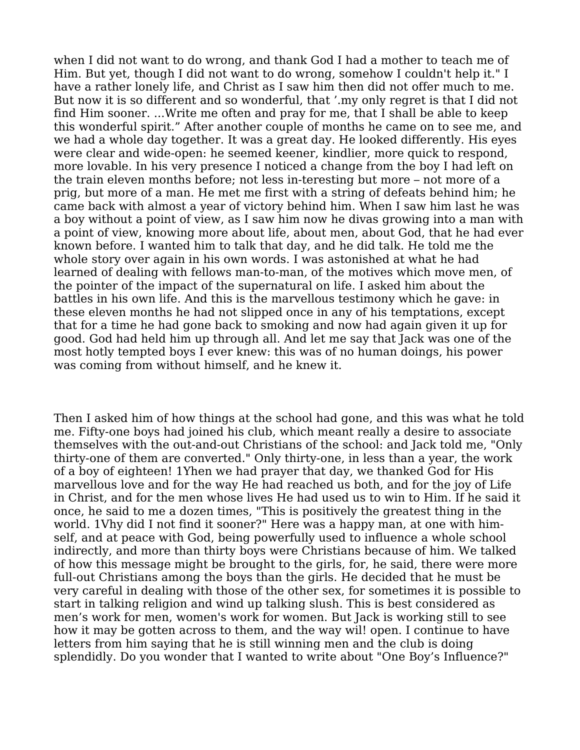when I did not want to do wrong, and thank God I had a mother to teach me of Him. But yet, though I did not want to do wrong, somehow I couldn't help it." I have a rather lonely life, and Christ as I saw him then did not offer much to me. But now it is so different and so wonderful, that '.my only regret is that I did not find Him sooner. ...Write me often and pray for me, that I shall be able to keep this wonderful spirit." After another couple of months he came on to see me, and we had a whole day together. It was a great day. He looked differently. His eyes were clear and wide-open: he seemed keener, kindlier, more quick to respond, more lovable. In his very presence I noticed a change from the boy I had left on the train eleven months before; not less in-teresting but more – not more of a prig, but more of a man. He met me first with a string of defeats behind him; he came back with almost a year of victory behind him. When I saw him last he was a boy without a point of view, as I saw him now he divas growing into a man with a point of view, knowing more about life, about men, about God, that he had ever known before. I wanted him to talk that day, and he did talk. He told me the whole story over again in his own words. I was astonished at what he had learned of dealing with fellows man-to-man, of the motives which move men, of the pointer of the impact of the supernatural on life. I asked him about the battles in his own life. And this is the marvellous testimony which he gave: in these eleven months he had not slipped once in any of his temptations, except that for a time he had gone back to smoking and now had again given it up for good. God had held him up through all. And let me say that Jack was one of the most hotly tempted boys I ever knew: this was of no human doings, his power was coming from without himself, and he knew it.

Then I asked him of how things at the school had gone, and this was what he told me. Fifty-one boys had joined his club, which meant really a desire to associate themselves with the out-and-out Christians of the school: and Jack told me, "Only thirty-one of them are converted." Only thirty-one, in less than a year, the work of a boy of eighteen! 1Yhen we had prayer that day, we thanked God for His marvellous love and for the way He had reached us both, and for the joy of Life in Christ, and for the men whose lives He had used us to win to Him. If he said it once, he said to me a dozen times, "This is positively the greatest thing in the world. 1Vhy did I not find it sooner?" Here was a happy man, at one with him-self, and at peace with God, being powerfully used to influence a whole school indirectly, and more than thirty boys were Christians because of him. We talked of how this message might be brought to the girls, for, he said, there were more full-out Christians among the boys than the girls. He decided that he must be very careful in dealing with those of the other sex, for sometimes it is possible to start in talking religion and wind up talking slush. This is best considered as men's work for men, women's work for women. But Jack is working still to see how it may be gotten across to them, and the way wil! open. I continue to have letters from him saying that he is still winning men and the club is doing splendidly. Do you wonder that I wanted to write about "One Boy's Influence?"